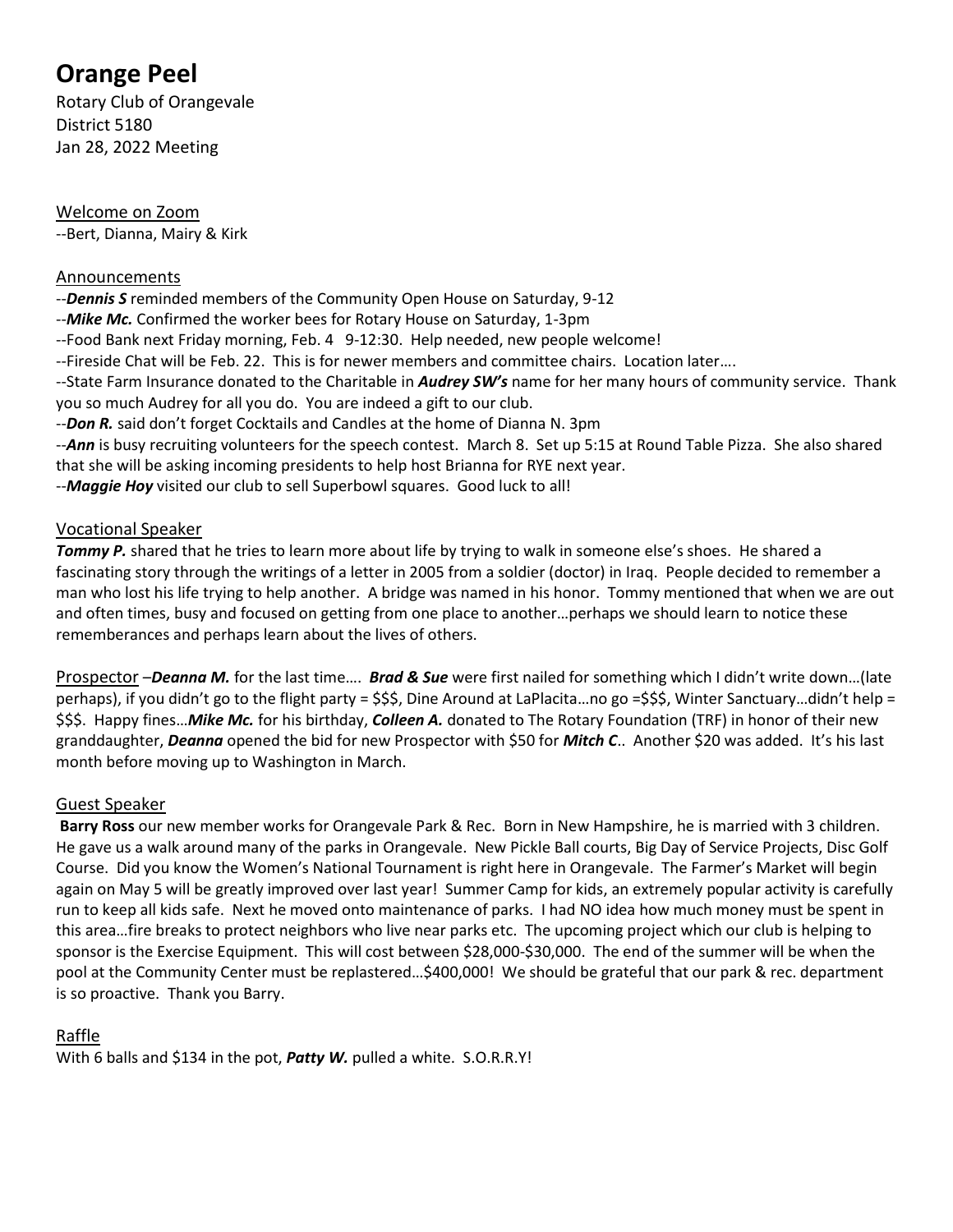# Orange Peel

Rotary Club of Orangevale
District 5180
Jan 28, 2022 Meeting

## Welcome on Zoom

--Bert, Dianna, Mairy & Kirk

## Announcements

--***Dennis S*** reminded members of the Community Open House on Saturday, 9-12
--***Mike Mc.*** Confirmed the worker bees for Rotary House on Saturday, 1-3pm
--Food Bank next Friday morning, Feb. 4 9-12:30. Help needed, new people welcome!
--Fireside Chat will be Feb. 22. This is for newer members and committee chairs. Location later….
--State Farm Insurance donated to the Charitable in ***Audrey SW's*** name for her many hours of community service. Thank you so much Audrey for all you do. You are indeed a gift to our club.
--***Don R.*** said don't forget Cocktails and Candles at the home of Dianna N. 3pm
--***Ann*** is busy recruiting volunteers for the speech contest. March 8. Set up 5:15 at Round Table Pizza. She also shared that she will be asking incoming presidents to help host Brianna for RYE next year.
--***Maggie Hoy*** visited our club to sell Superbowl squares. Good luck to all!

## Vocational Speaker

***Tommy P.*** shared that he tries to learn more about life by trying to walk in someone else's shoes. He shared a fascinating story through the writings of a letter in 2005 from a soldier (doctor) in Iraq. People decided to remember a man who lost his life trying to help another. A bridge was named in his honor. Tommy mentioned that when we are out and often times, busy and focused on getting from one place to another…perhaps we should learn to notice these rememberances and perhaps learn about the lives of others.

## Prospector

–***Deanna M.*** for the last time…. ***Brad & Sue*** were first nailed for something which I didn't write down…(late perhaps), if you didn't go to the flight party = $$$, Dine Around at LaPlacita…no go =$$$, Winter Sanctuary…didn't help = $$$. Happy fines…***Mike Mc.*** for his birthday, ***Colleen A.*** donated to The Rotary Foundation (TRF) in honor of their new granddaughter, ***Deanna*** opened the bid for new Prospector with $50 for ***Mitch C***.. Another $20 was added. It's his last month before moving up to Washington in March.

## Guest Speaker

**Barry Ross** our new member works for Orangevale Park & Rec. Born in New Hampshire, he is married with 3 children. He gave us a walk around many of the parks in Orangevale. New Pickle Ball courts, Big Day of Service Projects, Disc Golf Course. Did you know the Women's National Tournament is right here in Orangevale. The Farmer's Market will begin again on May 5 will be greatly improved over last year! Summer Camp for kids, an extremely popular activity is carefully run to keep all kids safe. Next he moved onto maintenance of parks. I had NO idea how much money must be spent in this area…fire breaks to protect neighbors who live near parks etc. The upcoming project which our club is helping to sponsor is the Exercise Equipment. This will cost between $28,000-$30,000. The end of the summer will be when the pool at the Community Center must be replastered…$400,000! We should be grateful that our park & rec. department is so proactive. Thank you Barry.

## Raffle

With 6 balls and $134 in the pot, ***Patty W.*** pulled a white. S.O.R.R.Y!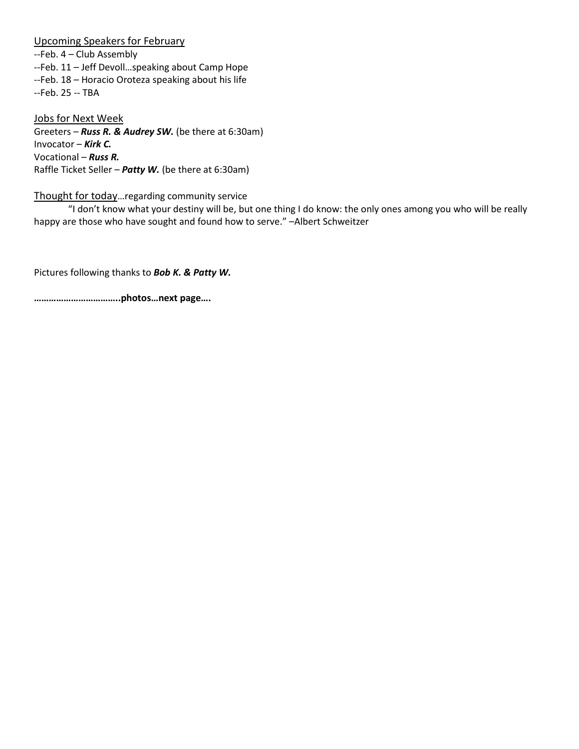Upcoming Speakers for February

--Feb. 4 – Club Assembly
--Feb. 11 – Jeff Devoll…speaking about Camp Hope
--Feb. 18 – Horacio Oroteza speaking about his life
--Feb. 25 -- TBA

Jobs for Next Week

Greeters – ***Russ R. & Audrey SW.*** (be there at 6:30am)
Invocator – ***Kirk C.***
Vocational – ***Russ R.***
Raffle Ticket Seller – ***Patty W.*** (be there at 6:30am)

Thought for today…regarding community service

"I don't know what your destiny will be, but one thing I do know: the only ones among you who will be really happy are those who have sought and found how to serve." –Albert Schweitzer

Pictures following thanks to ***Bob K. & Patty W.***

**……………………………..photos…next page….**